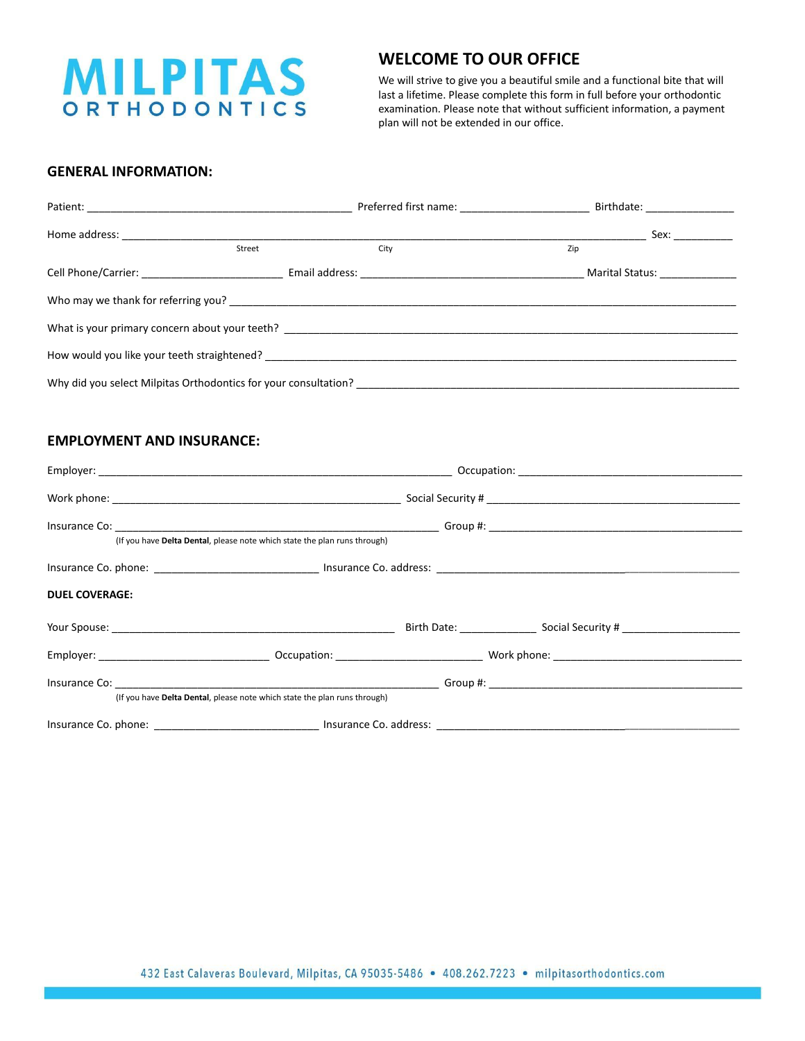# MILPITAS ORTHODONTICS

## WELCOME TO OUR OFFICE

We will strive to give you a beautiful smile and a functional bite that will last a lifetime. Please complete this form in full before your orthodontic examination. Please note that without sufficient information, a payment plan will not be extended in our office.

### GENERAL INFORMATION:

Patient: ____________________________________________ Preferred first name: ______________________ Birthdate: _______________

Home address: ________________________________________________________________________________ Sex: __________
Street City Zip

Cell Phone/Carrier: ________________________ Email address: _____________________________________ Marital Status: _____________

Who may we thank for referring you? ________________________________________________________________________________

What is your primary concern about your teeth? ______________________________________________________________________

How would you like your teeth straightened? ________________________________________________________________________

Why did you select Milpitas Orthodontics for your consultation? ________________________________________________________

### EMPLOYMENT AND INSURANCE:

Employer: ___________________________________________________________ Occupation: _____________________________________

Work phone: __________________________________________________ Social Security # ___________________________________________

Insurance Co: _______________________________________________________ Group #: __________________________________________
(If you have **Delta Dental**, please note which state the plan runs through)

Insurance Co. phone: ____________________________ Insurance Co. address: ____________________________________________________

**DUEL COVERAGE:**

Your Spouse: ________________________________________________ Birth Date: _____________ Social Security # ____________________

Employer: _____________________________ Occupation: _________________________ Work phone: ________________________________

Insurance Co: _______________________________________________________ Group #: __________________________________________
(If you have **Delta Dental**, please note which state the plan runs through)

Insurance Co. phone: ____________________________ Insurance Co. address: ____________________________________________________

432 East Calaveras Boulevard, Milpitas, CA 95035-5486 • 408.262.7223 • milpitasorthodontics.com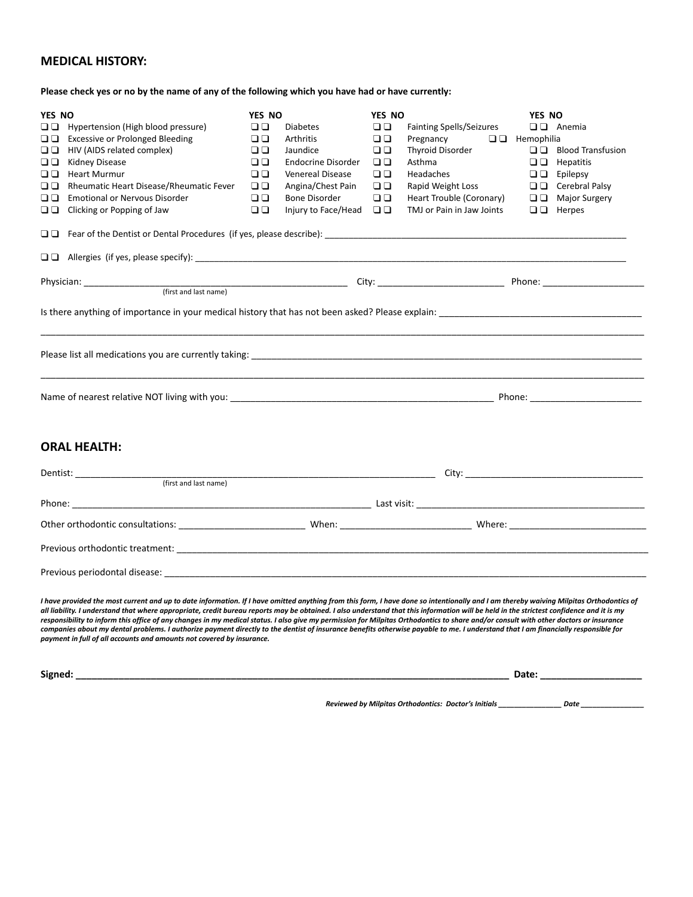## MEDICAL HISTORY:

**Please check yes or no by the name of any of the following which you have had or have currently:**

| YES NO | | YES NO | | YES NO | | YES NO | |
|---|---|---|---|---|---|---|---|
| ❑ ❑ | Hypertension (High blood pressure) | ❑ ❑ | Diabetes | ❑ ❑ | Fainting Spells/Seizures | ❑ ❑ | Anemia |
| ❑ ❑ | Excessive or Prolonged Bleeding | ❑ ❑ | Arthritis | ❑ ❑ | Pregnancy | ❑ ❑ | Hemophilia |
| ❑ ❑ | HIV (AIDS related complex) | ❑ ❑ | Jaundice | ❑ ❑ | Thyroid Disorder | ❑ ❑ | Blood Transfusion |
| ❑ ❑ | Kidney Disease | ❑ ❑ | Endocrine Disorder | ❑ ❑ | Asthma | ❑ ❑ | Hepatitis |
| ❑ ❑ | Heart Murmur | ❑ ❑ | Venereal Disease | ❑ ❑ | Headaches | ❑ ❑ | Epilepsy |
| ❑ ❑ | Rheumatic Heart Disease/Rheumatic Fever | ❑ ❑ | Angina/Chest Pain | ❑ ❑ | Rapid Weight Loss | ❑ ❑ | Cerebral Palsy |
| ❑ ❑ | Emotional or Nervous Disorder | ❑ ❑ | Bone Disorder | ❑ ❑ | Heart Trouble (Coronary) | ❑ ❑ | Major Surgery |
| ❑ ❑ | Clicking or Popping of Jaw | ❑ ❑ | Injury to Face/Head | ❑ ❑ | TMJ or Pain in Jaw Joints | ❑ ❑ | Herpes |

❑ ❑ Fear of the Dentist or Dental Procedures (if yes, please describe): ______________________________

❑ ❑ Allergies (if yes, please specify): ______________________________

Physician: ______________________________ City: ____________________ Phone: ____________________
(first and last name)

Is there anything of importance in your medical history that has not been asked? Please explain: ______________________________

______________________________

Please list all medications you are currently taking: ______________________________

______________________________

Name of nearest relative NOT living with you: ______________________________ Phone: ____________________

## ORAL HEALTH:

Dentist: ______________________________ City: ____________________
(first and last name)

Phone: ______________________________ Last visit: ____________________

Other orthodontic consultations: ____________________ When: ____________________ Where: ____________________

Previous orthodontic treatment: ______________________________

Previous periodontal disease: ______________________________

***I have provided the most current and up to date information. If I have omitted anything from this form, I have done so intentionally and I am thereby waiving Milpitas Orthodontics of all liability. I understand that where appropriate, credit bureau reports may be obtained. I also understand that this information will be held in the strictest confidence and it is my responsibility to inform this office of any changes in my medical status. I also give my permission for Milpitas Orthodontics to share and/or consult with other doctors or insurance companies about my dental problems. I authorize payment directly to the dentist of insurance benefits otherwise payable to me. I understand that I am financially responsible for payment in full of all accounts and amounts not covered by insurance.***

**Signed: ______________________________ Date: ____________________**

***Reviewed by Milpitas Orthodontics: Doctor's Initials ____________ Date ____________***